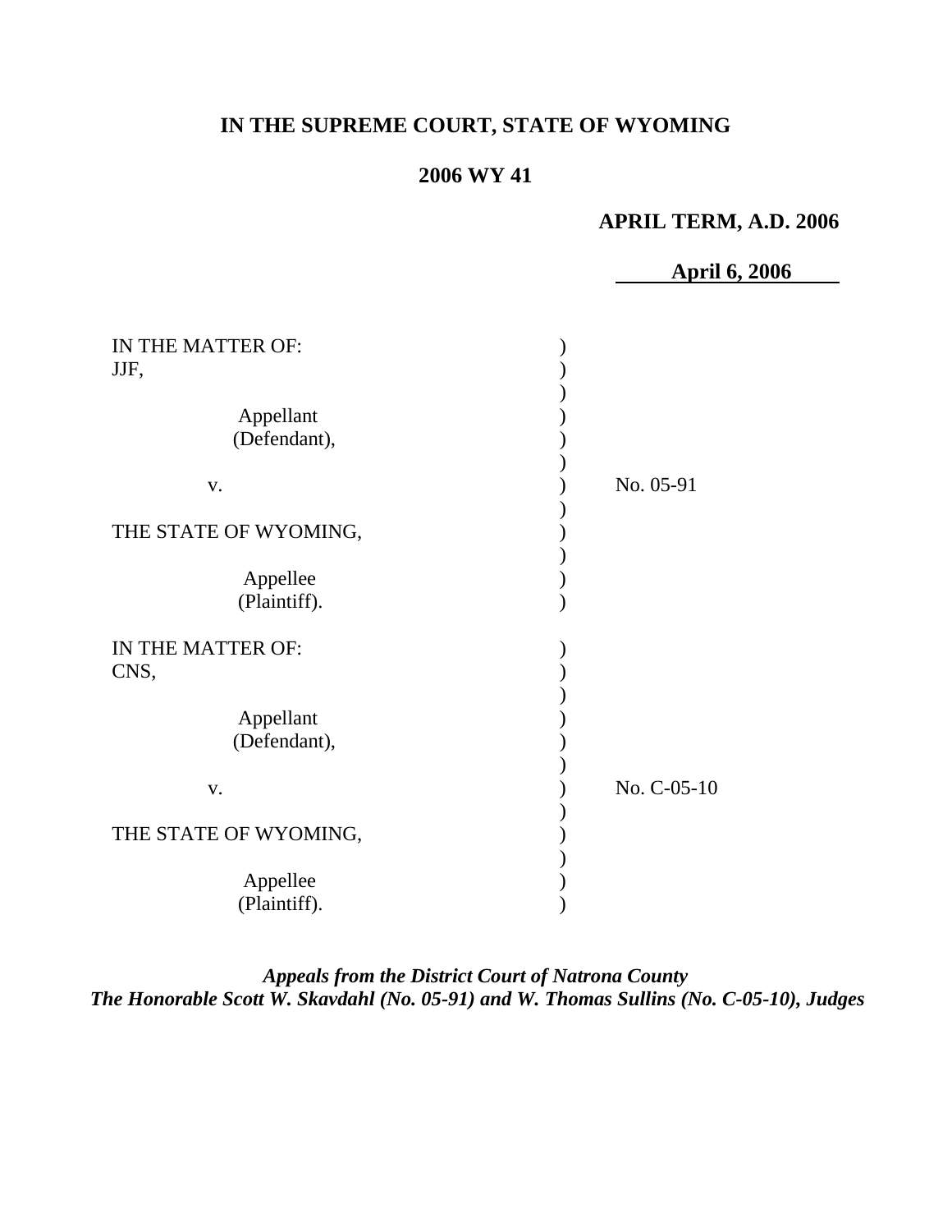# IN THE SUPREME COURT, STATE OF WYOMING

## 2006 WY 41

**APRIL TERM, A.D. 2006**

**April 6, 2006**

IN THE MATTER OF:
JJF,

Appellant
(Defendant),

v.

THE STATE OF WYOMING,

Appellee
(Plaintiff).

No. 05-91

IN THE MATTER OF:
CNS,

Appellant
(Defendant),

v.

THE STATE OF WYOMING,

Appellee
(Plaintiff).

No. C-05-10

***Appeals from the District Court of Natrona County***
***The Honorable Scott W. Skavdahl (No. 05-91) and W. Thomas Sullins (No. C-05-10), Judges***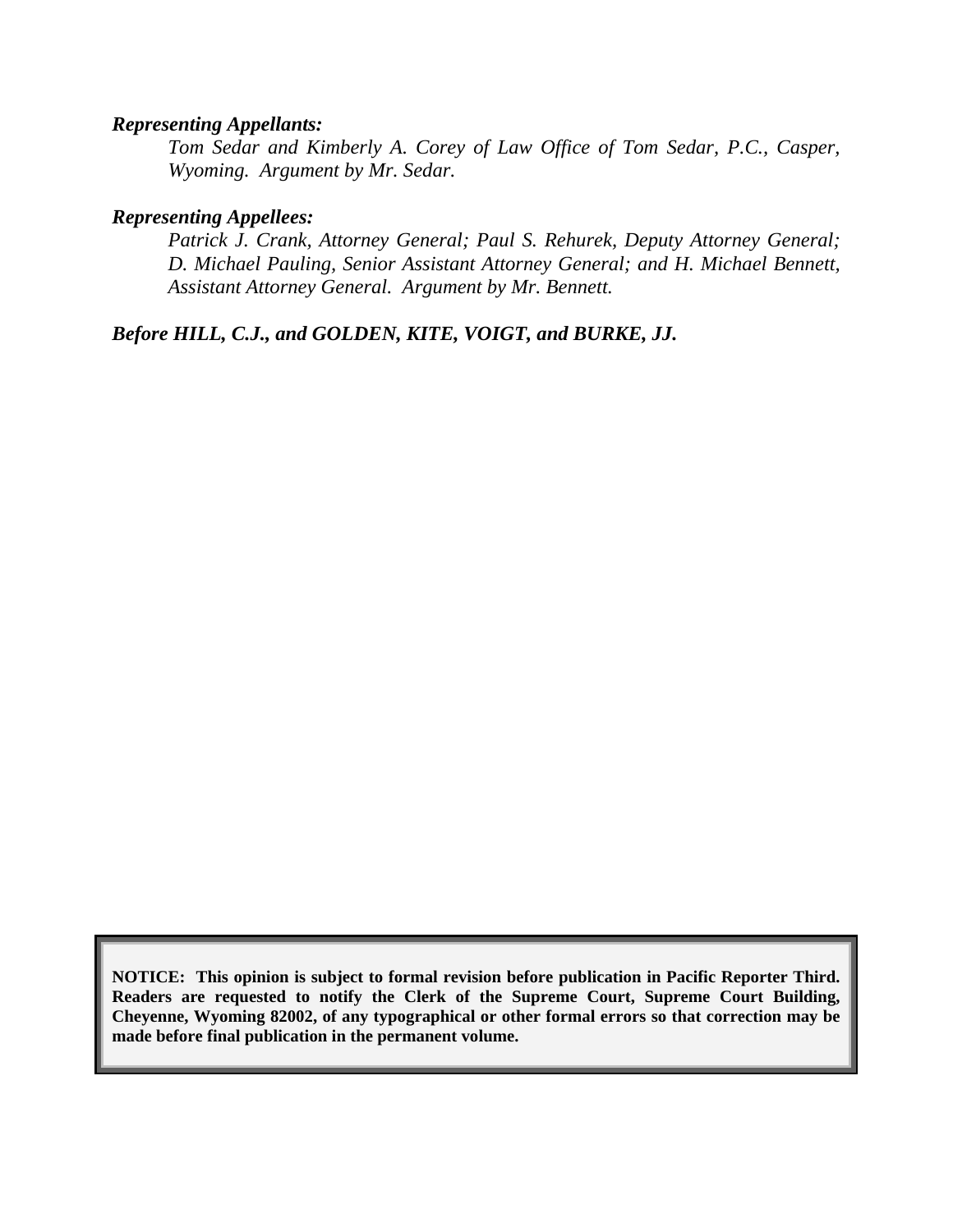***Representing Appellants:***

*Tom Sedar and Kimberly A. Corey of Law Office of Tom Sedar, P.C., Casper, Wyoming. Argument by Mr. Sedar.*

***Representing Appellees:***

*Patrick J. Crank, Attorney General; Paul S. Rehurek, Deputy Attorney General; D. Michael Pauling, Senior Assistant Attorney General; and H. Michael Bennett, Assistant Attorney General. Argument by Mr. Bennett.*

***Before HILL, C.J., and GOLDEN, KITE, VOIGT, and BURKE, JJ.***

**NOTICE: This opinion is subject to formal revision before publication in Pacific Reporter Third. Readers are requested to notify the Clerk of the Supreme Court, Supreme Court Building, Cheyenne, Wyoming 82002, of any typographical or other formal errors so that correction may be made before final publication in the permanent volume.**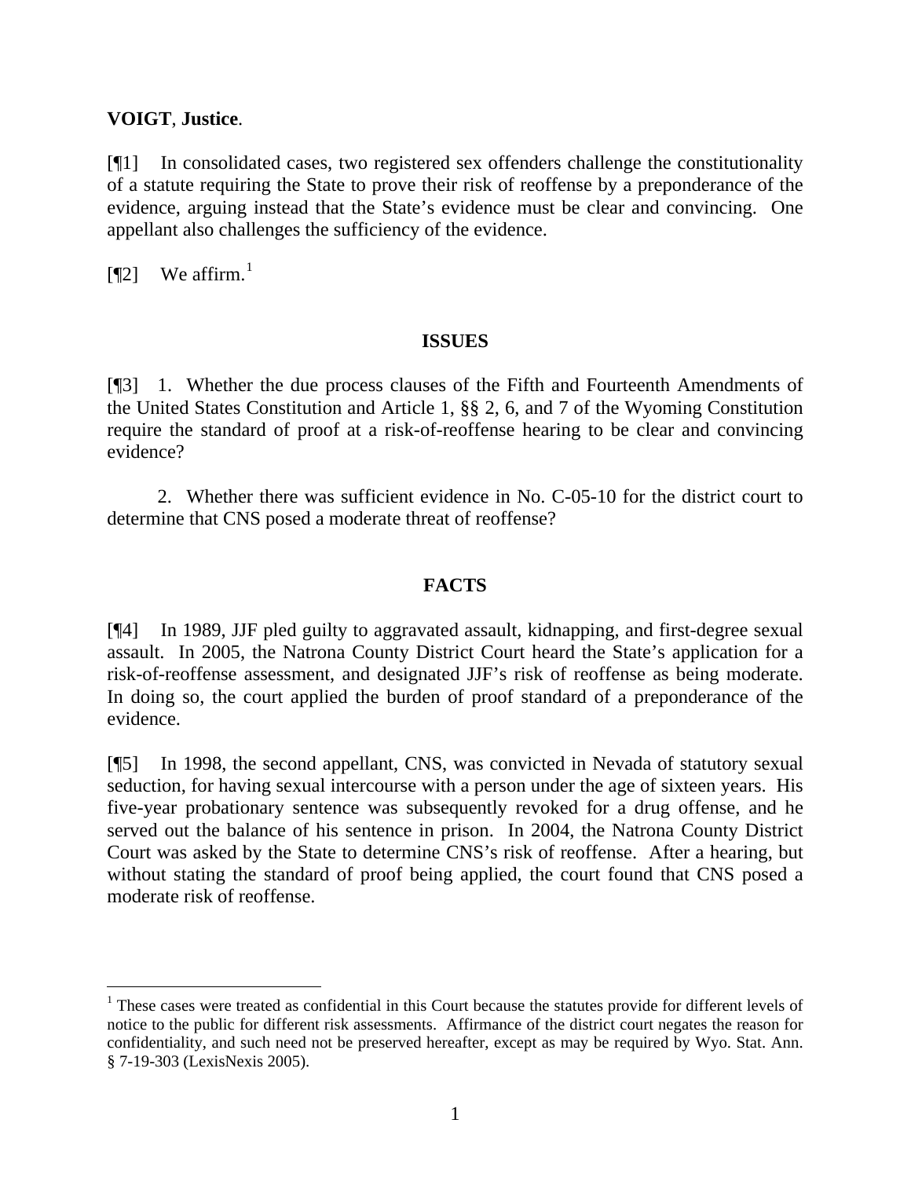**VOIGT**, **Justice**.

[¶1] In consolidated cases, two registered sex offenders challenge the constitutionality of a statute requiring the State to prove their risk of reoffense by a preponderance of the evidence, arguing instead that the State's evidence must be clear and convincing. One appellant also challenges the sufficiency of the evidence.

[¶2] We affirm.[1]

## ISSUES

[¶3] 1. Whether the due process clauses of the Fifth and Fourteenth Amendments of the United States Constitution and Article 1, §§ 2, 6, and 7 of the Wyoming Constitution require the standard of proof at a risk-of-reoffense hearing to be clear and convincing evidence?

2. Whether there was sufficient evidence in No. C-05-10 for the district court to determine that CNS posed a moderate threat of reoffense?

## FACTS

[¶4] In 1989, JJF pled guilty to aggravated assault, kidnapping, and first-degree sexual assault. In 2005, the Natrona County District Court heard the State's application for a risk-of-reoffense assessment, and designated JJF's risk of reoffense as being moderate. In doing so, the court applied the burden of proof standard of a preponderance of the evidence.

[¶5] In 1998, the second appellant, CNS, was convicted in Nevada of statutory sexual seduction, for having sexual intercourse with a person under the age of sixteen years. His five-year probationary sentence was subsequently revoked for a drug offense, and he served out the balance of his sentence in prison. In 2004, the Natrona County District Court was asked by the State to determine CNS's risk of reoffense. After a hearing, but without stating the standard of proof being applied, the court found that CNS posed a moderate risk of reoffense.

---

[1] These cases were treated as confidential in this Court because the statutes provide for different levels of notice to the public for different risk assessments. Affirmance of the district court negates the reason for confidentiality, and such need not be preserved hereafter, except as may be required by Wyo. Stat. Ann. § 7-19-303 (LexisNexis 2005).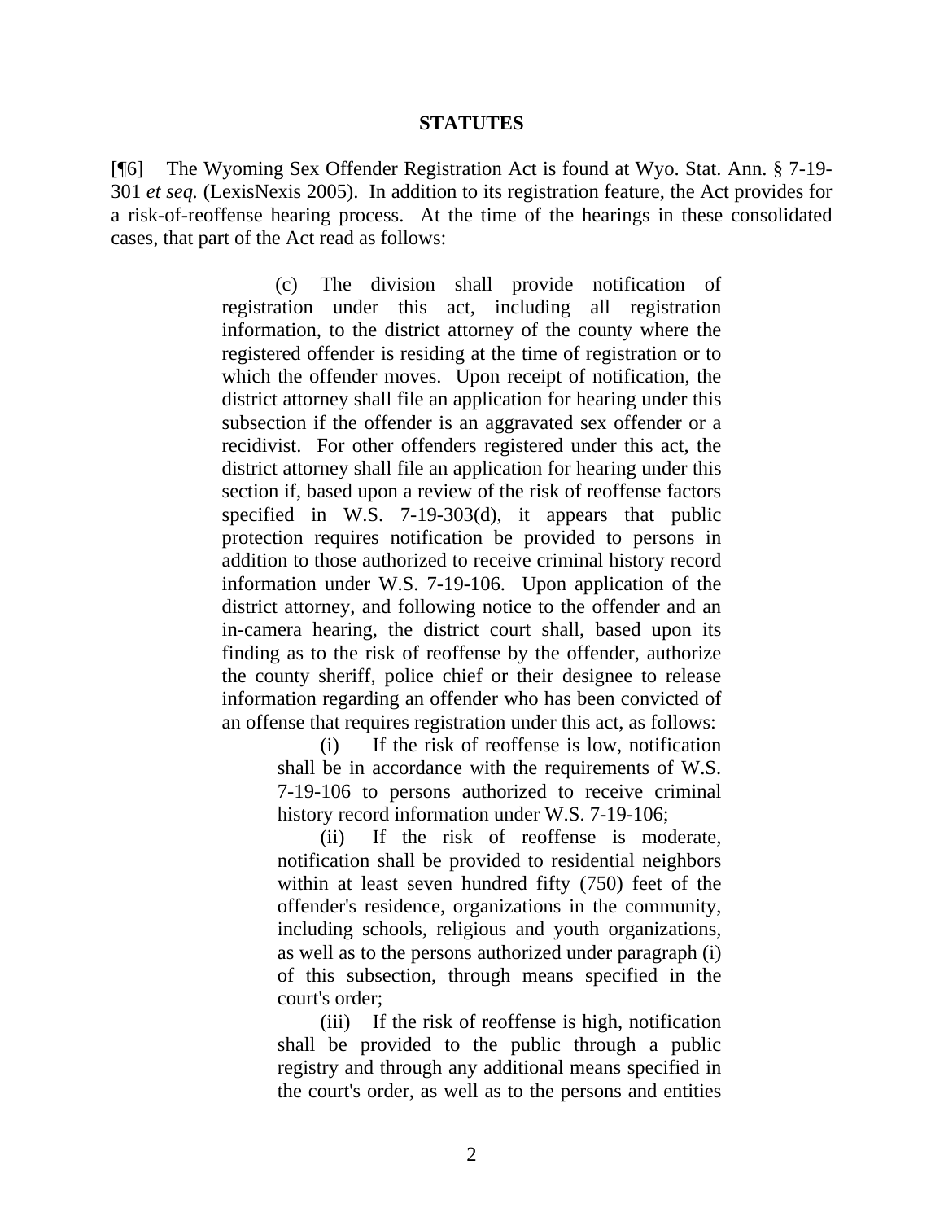## STATUTES

[¶6] The Wyoming Sex Offender Registration Act is found at Wyo. Stat. Ann. § 7-19-301 *et seq.* (LexisNexis 2005). In addition to its registration feature, the Act provides for a risk-of-reoffense hearing process. At the time of the hearings in these consolidated cases, that part of the Act read as follows:

> (c) The division shall provide notification of registration under this act, including all registration information, to the district attorney of the county where the registered offender is residing at the time of registration or to which the offender moves. Upon receipt of notification, the district attorney shall file an application for hearing under this subsection if the offender is an aggravated sex offender or a recidivist. For other offenders registered under this act, the district attorney shall file an application for hearing under this section if, based upon a review of the risk of reoffense factors specified in W.S. 7-19-303(d), it appears that public protection requires notification be provided to persons in addition to those authorized to receive criminal history record information under W.S. 7-19-106. Upon application of the district attorney, and following notice to the offender and an in-camera hearing, the district court shall, based upon its finding as to the risk of reoffense by the offender, authorize the county sheriff, police chief or their designee to release information regarding an offender who has been convicted of an offense that requires registration under this act, as follows:
>
> > (i) If the risk of reoffense is low, notification shall be in accordance with the requirements of W.S. 7-19-106 to persons authorized to receive criminal history record information under W.S. 7-19-106;
> >
> > (ii) If the risk of reoffense is moderate, notification shall be provided to residential neighbors within at least seven hundred fifty (750) feet of the offender's residence, organizations in the community, including schools, religious and youth organizations, as well as to the persons authorized under paragraph (i) of this subsection, through means specified in the court's order;
> >
> > (iii) If the risk of reoffense is high, notification shall be provided to the public through a public registry and through any additional means specified in the court's order, as well as to the persons and entities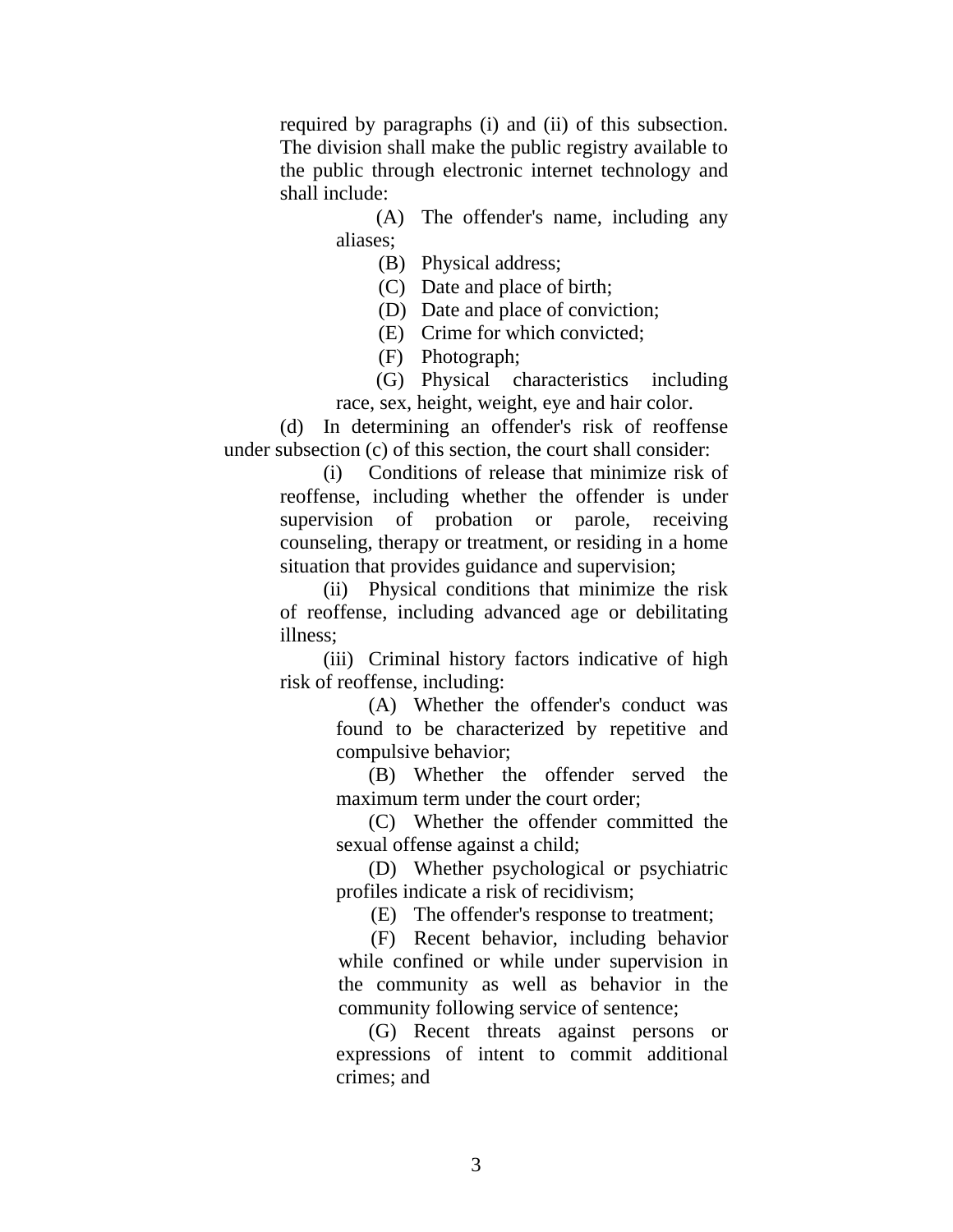required by paragraphs (i) and (ii) of this subsection. The division shall make the public registry available to the public through electronic internet technology and shall include:

(A) The offender's name, including any aliases;

(B) Physical address;

(C) Date and place of birth;

(D) Date and place of conviction;

(E) Crime for which convicted;

(F) Photograph;

(G) Physical characteristics including race, sex, height, weight, eye and hair color.

(d) In determining an offender's risk of reoffense under subsection (c) of this section, the court shall consider:

(i) Conditions of release that minimize risk of reoffense, including whether the offender is under supervision of probation or parole, receiving counseling, therapy or treatment, or residing in a home situation that provides guidance and supervision;

(ii) Physical conditions that minimize the risk of reoffense, including advanced age or debilitating illness;

(iii) Criminal history factors indicative of high risk of reoffense, including:

(A) Whether the offender's conduct was found to be characterized by repetitive and compulsive behavior;

(B) Whether the offender served the maximum term under the court order;

(C) Whether the offender committed the sexual offense against a child;

(D) Whether psychological or psychiatric profiles indicate a risk of recidivism;

(E) The offender's response to treatment;

(F) Recent behavior, including behavior while confined or while under supervision in the community as well as behavior in the community following service of sentence;

(G) Recent threats against persons or expressions of intent to commit additional crimes; and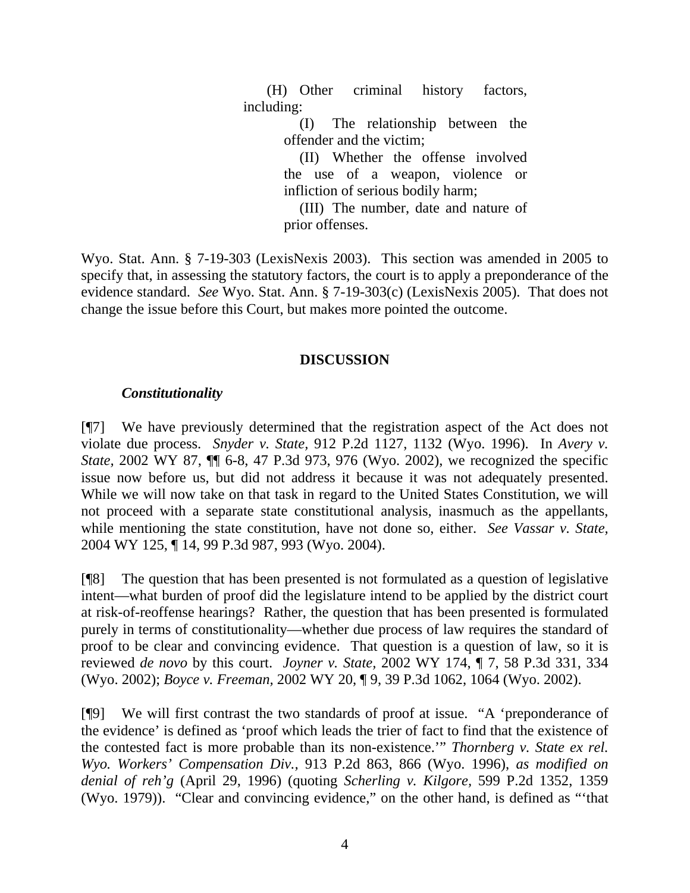(H) Other criminal history factors, including:

(I) The relationship between the offender and the victim;

(II) Whether the offense involved the use of a weapon, violence or infliction of serious bodily harm;

(III) The number, date and nature of prior offenses.

Wyo. Stat. Ann. § 7-19-303 (LexisNexis 2003). This section was amended in 2005 to specify that, in assessing the statutory factors, the court is to apply a preponderance of the evidence standard. *See* Wyo. Stat. Ann. § 7-19-303(c) (LexisNexis 2005). That does not change the issue before this Court, but makes more pointed the outcome.

**DISCUSSION**

***Constitutionality***

[¶7] We have previously determined that the registration aspect of the Act does not violate due process. *Snyder v. State,* 912 P.2d 1127, 1132 (Wyo. 1996). In *Avery v. State*, 2002 WY 87, ¶¶ 6-8, 47 P.3d 973, 976 (Wyo. 2002), we recognized the specific issue now before us, but did not address it because it was not adequately presented. While we will now take on that task in regard to the United States Constitution, we will not proceed with a separate state constitutional analysis, inasmuch as the appellants, while mentioning the state constitution, have not done so, either. *See Vassar v. State,* 2004 WY 125, ¶ 14, 99 P.3d 987, 993 (Wyo. 2004).

[¶8] The question that has been presented is not formulated as a question of legislative intent—what burden of proof did the legislature intend to be applied by the district court at risk-of-reoffense hearings? Rather, the question that has been presented is formulated purely in terms of constitutionality—whether due process of law requires the standard of proof to be clear and convincing evidence. That question is a question of law, so it is reviewed *de novo* by this court. *Joyner v. State,* 2002 WY 174, ¶ 7, 58 P.3d 331, 334 (Wyo. 2002); *Boyce v. Freeman,* 2002 WY 20, ¶ 9, 39 P.3d 1062, 1064 (Wyo. 2002).

[¶9] We will first contrast the two standards of proof at issue. "A 'preponderance of the evidence' is defined as 'proof which leads the trier of fact to find that the existence of the contested fact is more probable than its non-existence.'" *Thornberg v. State ex rel. Wyo. Workers' Compensation Div.,* 913 P.2d 863, 866 (Wyo. 1996), *as modified on denial of reh'g* (April 29, 1996) (quoting *Scherling v. Kilgore,* 599 P.2d 1352, 1359 (Wyo. 1979)). "Clear and convincing evidence," on the other hand, is defined as "'that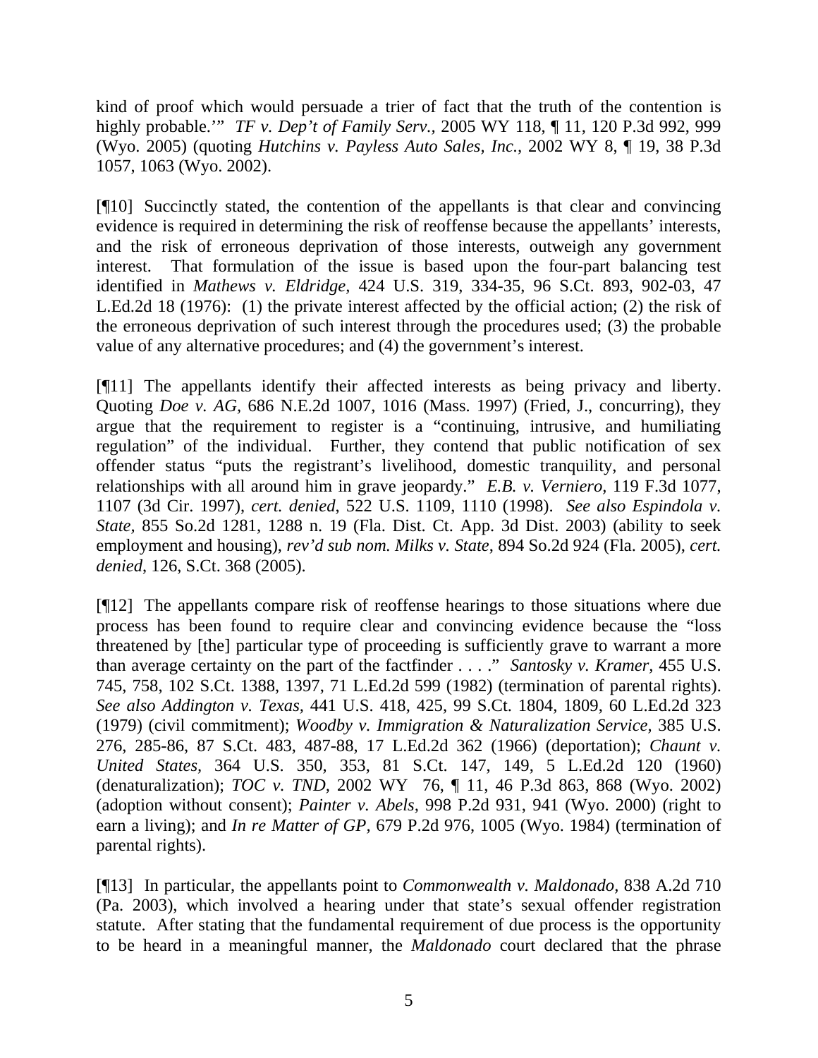kind of proof which would persuade a trier of fact that the truth of the contention is highly probable.'" *TF v. Dep't of Family Serv.*, 2005 WY 118, ¶ 11, 120 P.3d 992, 999 (Wyo. 2005) (quoting *Hutchins v. Payless Auto Sales, Inc.*, 2002 WY 8, ¶ 19, 38 P.3d 1057, 1063 (Wyo. 2002).

[¶10] Succinctly stated, the contention of the appellants is that clear and convincing evidence is required in determining the risk of reoffense because the appellants' interests, and the risk of erroneous deprivation of those interests, outweigh any government interest. That formulation of the issue is based upon the four-part balancing test identified in *Mathews v. Eldridge*, 424 U.S. 319, 334-35, 96 S.Ct. 893, 902-03, 47 L.Ed.2d 18 (1976): (1) the private interest affected by the official action; (2) the risk of the erroneous deprivation of such interest through the procedures used; (3) the probable value of any alternative procedures; and (4) the government's interest.

[¶11] The appellants identify their affected interests as being privacy and liberty. Quoting *Doe v. AG*, 686 N.E.2d 1007, 1016 (Mass. 1997) (Fried, J., concurring), they argue that the requirement to register is a "continuing, intrusive, and humiliating regulation" of the individual. Further, they contend that public notification of sex offender status "puts the registrant's livelihood, domestic tranquility, and personal relationships with all around him in grave jeopardy." *E.B. v. Verniero*, 119 F.3d 1077, 1107 (3d Cir. 1997), *cert. denied*, 522 U.S. 1109, 1110 (1998). *See also Espindola v. State*, 855 So.2d 1281, 1288 n. 19 (Fla. Dist. Ct. App. 3d Dist. 2003) (ability to seek employment and housing), *rev'd sub nom. Milks v. State*, 894 So.2d 924 (Fla. 2005), *cert. denied*, 126, S.Ct. 368 (2005).

[¶12] The appellants compare risk of reoffense hearings to those situations where due process has been found to require clear and convincing evidence because the "loss threatened by [the] particular type of proceeding is sufficiently grave to warrant a more than average certainty on the part of the factfinder . . . ." *Santosky v. Kramer*, 455 U.S. 745, 758, 102 S.Ct. 1388, 1397, 71 L.Ed.2d 599 (1982) (termination of parental rights). *See also Addington v. Texas*, 441 U.S. 418, 425, 99 S.Ct. 1804, 1809, 60 L.Ed.2d 323 (1979) (civil commitment); *Woodby v. Immigration & Naturalization Service*, 385 U.S. 276, 285-86, 87 S.Ct. 483, 487-88, 17 L.Ed.2d 362 (1966) (deportation); *Chaunt v. United States*, 364 U.S. 350, 353, 81 S.Ct. 147, 149, 5 L.Ed.2d 120 (1960) (denaturalization); *TOC v. TND*, 2002 WY 76, ¶ 11, 46 P.3d 863, 868 (Wyo. 2002) (adoption without consent); *Painter v. Abels*, 998 P.2d 931, 941 (Wyo. 2000) (right to earn a living); and *In re Matter of GP*, 679 P.2d 976, 1005 (Wyo. 1984) (termination of parental rights).

[¶13] In particular, the appellants point to *Commonwealth v. Maldonado*, 838 A.2d 710 (Pa. 2003), which involved a hearing under that state's sexual offender registration statute. After stating that the fundamental requirement of due process is the opportunity to be heard in a meaningful manner, the *Maldonado* court declared that the phrase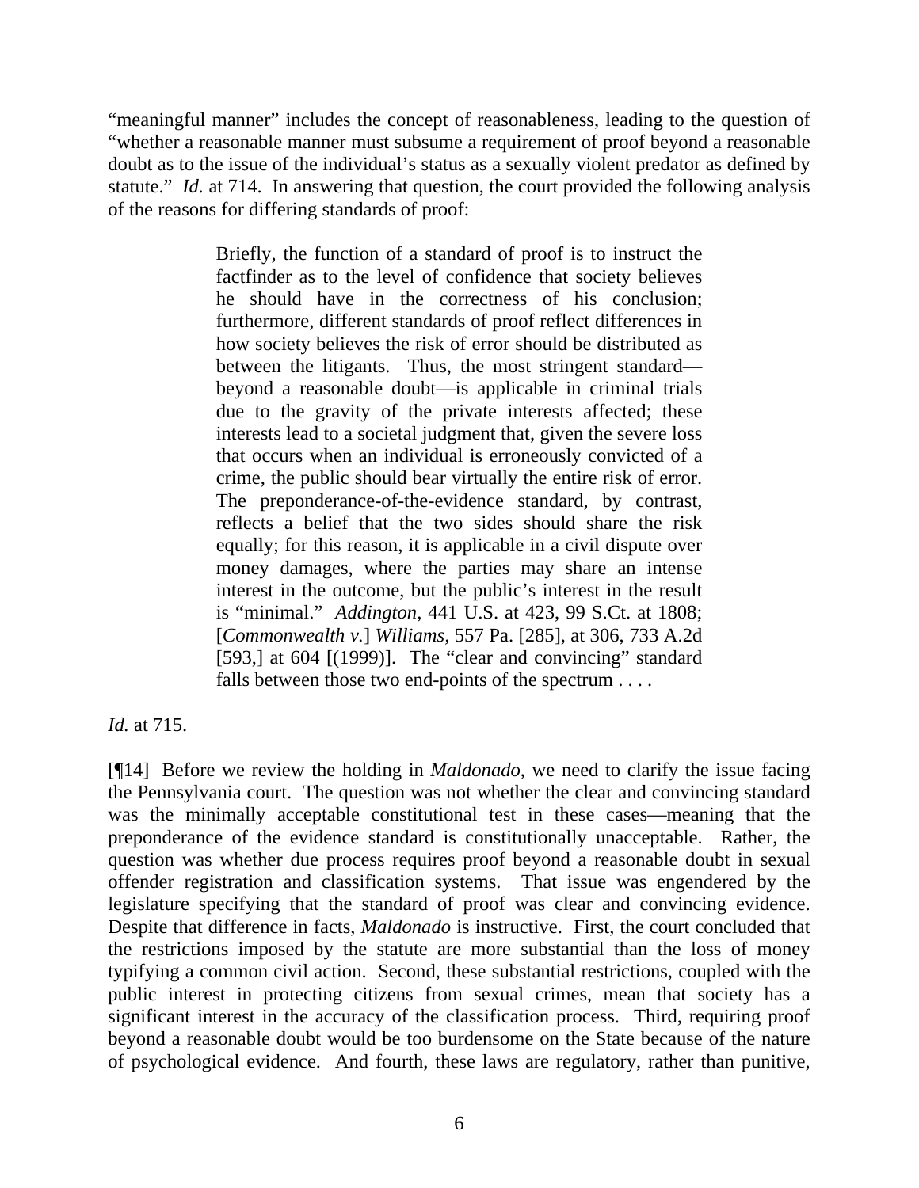"meaningful manner" includes the concept of reasonableness, leading to the question of "whether a reasonable manner must subsume a requirement of proof beyond a reasonable doubt as to the issue of the individual's status as a sexually violent predator as defined by statute." *Id.* at 714. In answering that question, the court provided the following analysis of the reasons for differing standards of proof:

> Briefly, the function of a standard of proof is to instruct the factfinder as to the level of confidence that society believes he should have in the correctness of his conclusion; furthermore, different standards of proof reflect differences in how society believes the risk of error should be distributed as between the litigants. Thus, the most stringent standard—beyond a reasonable doubt—is applicable in criminal trials due to the gravity of the private interests affected; these interests lead to a societal judgment that, given the severe loss that occurs when an individual is erroneously convicted of a crime, the public should bear virtually the entire risk of error. The preponderance-of-the-evidence standard, by contrast, reflects a belief that the two sides should share the risk equally; for this reason, it is applicable in a civil dispute over money damages, where the parties may share an intense interest in the outcome, but the public's interest in the result is "minimal." *Addington*, 441 U.S. at 423, 99 S.Ct. at 1808; [*Commonwealth v.*] *Williams*, 557 Pa. [285], at 306, 733 A.2d [593,] at 604 [(1999)]. The "clear and convincing" standard falls between those two end-points of the spectrum . . . .

*Id.* at 715.

[¶14] Before we review the holding in *Maldonado*, we need to clarify the issue facing the Pennsylvania court. The question was not whether the clear and convincing standard was the minimally acceptable constitutional test in these cases—meaning that the preponderance of the evidence standard is constitutionally unacceptable. Rather, the question was whether due process requires proof beyond a reasonable doubt in sexual offender registration and classification systems. That issue was engendered by the legislature specifying that the standard of proof was clear and convincing evidence. Despite that difference in facts, *Maldonado* is instructive. First, the court concluded that the restrictions imposed by the statute are more substantial than the loss of money typifying a common civil action. Second, these substantial restrictions, coupled with the public interest in protecting citizens from sexual crimes, mean that society has a significant interest in the accuracy of the classification process. Third, requiring proof beyond a reasonable doubt would be too burdensome on the State because of the nature of psychological evidence. And fourth, these laws are regulatory, rather than punitive,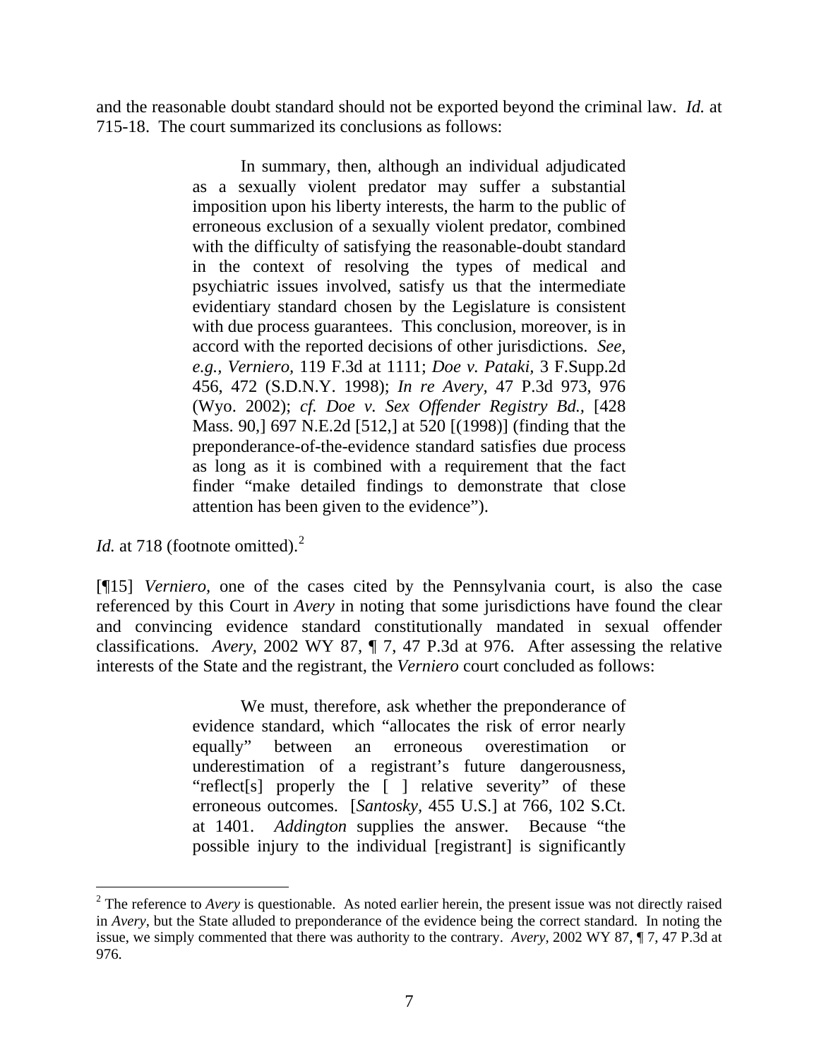and the reasonable doubt standard should not be exported beyond the criminal law. *Id.* at 715-18. The court summarized its conclusions as follows:

> In summary, then, although an individual adjudicated as a sexually violent predator may suffer a substantial imposition upon his liberty interests, the harm to the public of erroneous exclusion of a sexually violent predator, combined with the difficulty of satisfying the reasonable-doubt standard in the context of resolving the types of medical and psychiatric issues involved, satisfy us that the intermediate evidentiary standard chosen by the Legislature is consistent with due process guarantees. This conclusion, moreover, is in accord with the reported decisions of other jurisdictions. *See, e.g., Verniero,* 119 F.3d at 1111; *Doe v. Pataki,* 3 F.Supp.2d 456, 472 (S.D.N.Y. 1998); *In re Avery,* 47 P.3d 973, 976 (Wyo. 2002); *cf. Doe v. Sex Offender Registry Bd.,* [428 Mass. 90,] 697 N.E.2d [512,] at 520 [(1998)] (finding that the preponderance-of-the-evidence standard satisfies due process as long as it is combined with a requirement that the fact finder "make detailed findings to demonstrate that close attention has been given to the evidence").

*Id.* at 718 (footnote omitted).[2]

[¶15] *Verniero,* one of the cases cited by the Pennsylvania court, is also the case referenced by this Court in *Avery* in noting that some jurisdictions have found the clear and convincing evidence standard constitutionally mandated in sexual offender classifications. *Avery,* 2002 WY 87, ¶ 7, 47 P.3d at 976. After assessing the relative interests of the State and the registrant, the *Verniero* court concluded as follows:

> We must, therefore, ask whether the preponderance of evidence standard, which "allocates the risk of error nearly equally" between an erroneous overestimation or underestimation of a registrant's future dangerousness, "reflect[s] properly the [ ] relative severity" of these erroneous outcomes. [*Santosky,* 455 U.S.] at 766, 102 S.Ct. at 1401. *Addington* supplies the answer. Because "the possible injury to the individual [registrant] is significantly

---

[2] The reference to *Avery* is questionable. As noted earlier herein, the present issue was not directly raised in *Avery*, but the State alluded to preponderance of the evidence being the correct standard. In noting the issue, we simply commented that there was authority to the contrary. *Avery,* 2002 WY 87, ¶ 7, 47 P.3d at 976.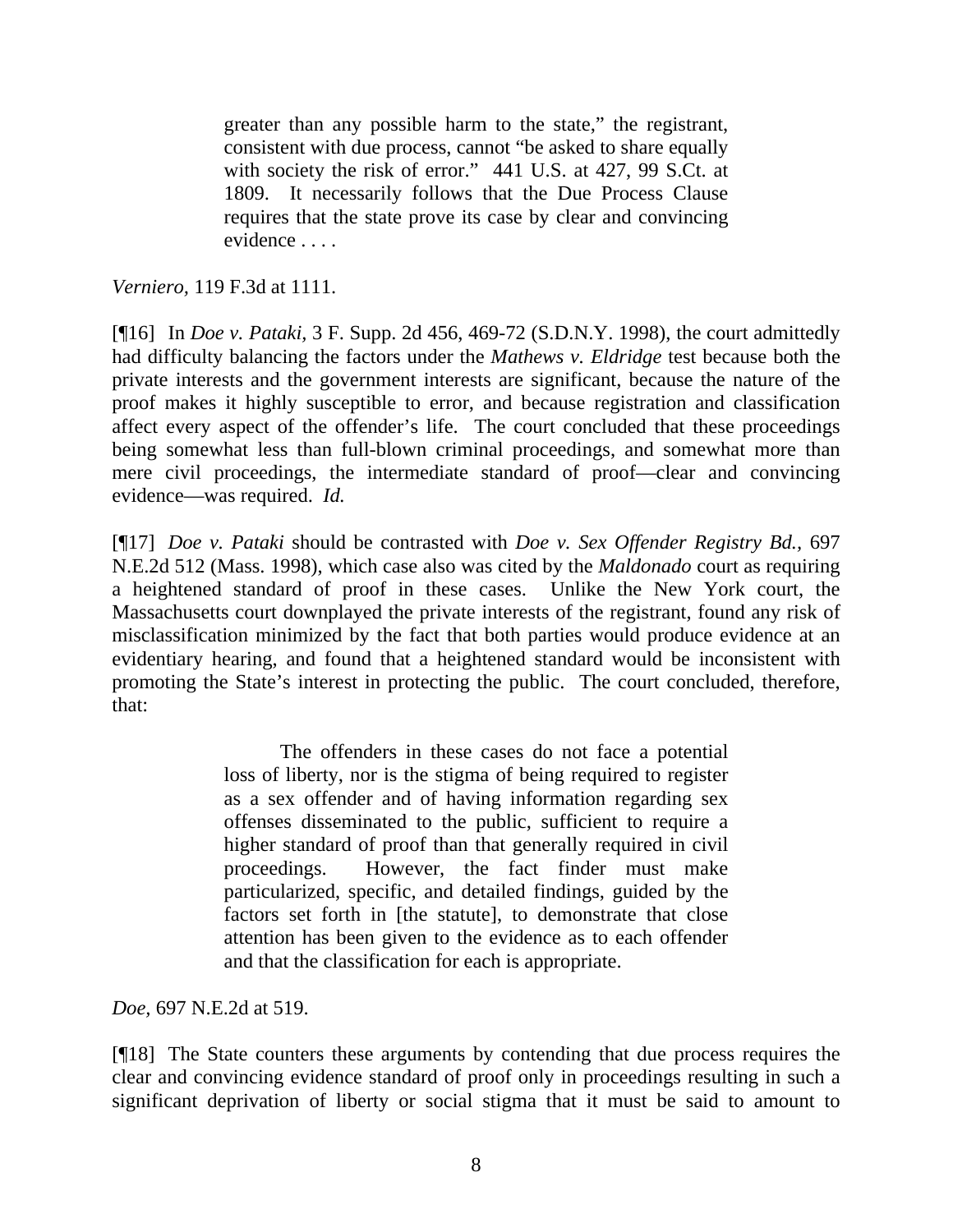> greater than any possible harm to the state," the registrant, consistent with due process, cannot "be asked to share equally with society the risk of error." 441 U.S. at 427, 99 S.Ct. at 1809. It necessarily follows that the Due Process Clause requires that the state prove its case by clear and convincing evidence . . . .

*Verniero,* 119 F.3d at 1111.

[¶16] In *Doe v. Pataki,* 3 F. Supp. 2d 456, 469-72 (S.D.N.Y. 1998), the court admittedly had difficulty balancing the factors under the *Mathews v. Eldridge* test because both the private interests and the government interests are significant, because the nature of the proof makes it highly susceptible to error, and because registration and classification affect every aspect of the offender's life. The court concluded that these proceedings being somewhat less than full-blown criminal proceedings, and somewhat more than mere civil proceedings, the intermediate standard of proof—clear and convincing evidence—was required. *Id.*

[¶17] *Doe v. Pataki* should be contrasted with *Doe v. Sex Offender Registry Bd.,* 697 N.E.2d 512 (Mass. 1998), which case also was cited by the *Maldonado* court as requiring a heightened standard of proof in these cases. Unlike the New York court, the Massachusetts court downplayed the private interests of the registrant, found any risk of misclassification minimized by the fact that both parties would produce evidence at an evidentiary hearing, and found that a heightened standard would be inconsistent with promoting the State's interest in protecting the public. The court concluded, therefore, that:

> The offenders in these cases do not face a potential loss of liberty, nor is the stigma of being required to register as a sex offender and of having information regarding sex offenses disseminated to the public, sufficient to require a higher standard of proof than that generally required in civil proceedings. However, the fact finder must make particularized, specific, and detailed findings, guided by the factors set forth in [the statute], to demonstrate that close attention has been given to the evidence as to each offender and that the classification for each is appropriate.

*Doe,* 697 N.E.2d at 519.

[¶18] The State counters these arguments by contending that due process requires the clear and convincing evidence standard of proof only in proceedings resulting in such a significant deprivation of liberty or social stigma that it must be said to amount to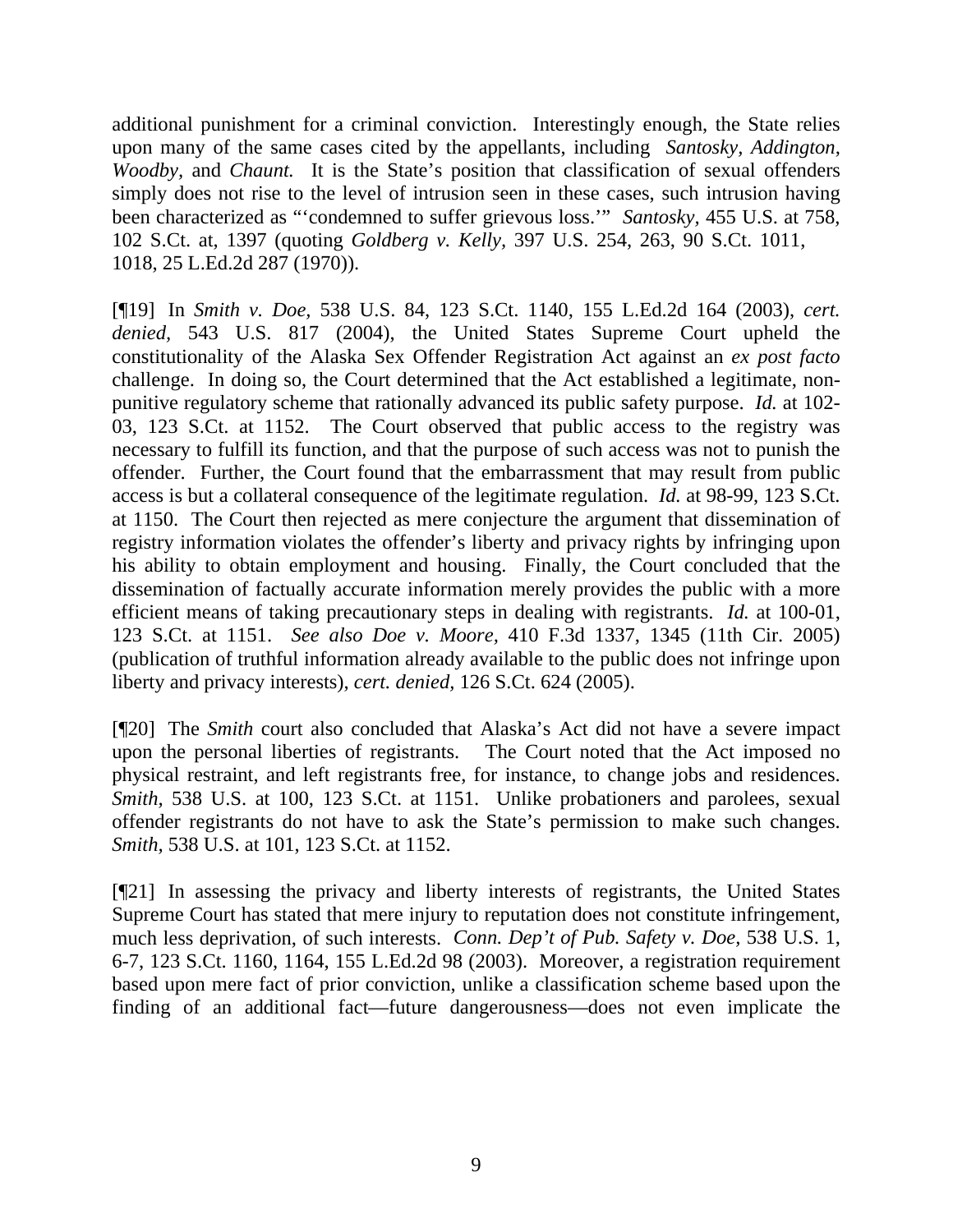additional punishment for a criminal conviction. Interestingly enough, the State relies upon many of the same cases cited by the appellants, including *Santosky*, *Addington*, *Woodby*, and *Chaunt*. It is the State's position that classification of sexual offenders simply does not rise to the level of intrusion seen in these cases, such intrusion having been characterized as "'condemned to suffer grievous loss.'" *Santosky*, 455 U.S. at 758, 102 S.Ct. at, 1397 (quoting *Goldberg v. Kelly*, 397 U.S. 254, 263, 90 S.Ct. 1011, 1018, 25 L.Ed.2d 287 (1970)).

[¶19] In *Smith v. Doe*, 538 U.S. 84, 123 S.Ct. 1140, 155 L.Ed.2d 164 (2003), *cert. denied*, 543 U.S. 817 (2004), the United States Supreme Court upheld the constitutionality of the Alaska Sex Offender Registration Act against an *ex post facto* challenge. In doing so, the Court determined that the Act established a legitimate, non-punitive regulatory scheme that rationally advanced its public safety purpose. *Id.* at 102-03, 123 S.Ct. at 1152. The Court observed that public access to the registry was necessary to fulfill its function, and that the purpose of such access was not to punish the offender. Further, the Court found that the embarrassment that may result from public access is but a collateral consequence of the legitimate regulation. *Id.* at 98-99, 123 S.Ct. at 1150. The Court then rejected as mere conjecture the argument that dissemination of registry information violates the offender's liberty and privacy rights by infringing upon his ability to obtain employment and housing. Finally, the Court concluded that the dissemination of factually accurate information merely provides the public with a more efficient means of taking precautionary steps in dealing with registrants. *Id.* at 100-01, 123 S.Ct. at 1151. *See also Doe v. Moore*, 410 F.3d 1337, 1345 (11th Cir. 2005) (publication of truthful information already available to the public does not infringe upon liberty and privacy interests), *cert. denied*, 126 S.Ct. 624 (2005).

[¶20] The *Smith* court also concluded that Alaska's Act did not have a severe impact upon the personal liberties of registrants. The Court noted that the Act imposed no physical restraint, and left registrants free, for instance, to change jobs and residences. *Smith*, 538 U.S. at 100, 123 S.Ct. at 1151. Unlike probationers and parolees, sexual offender registrants do not have to ask the State's permission to make such changes. *Smith*, 538 U.S. at 101, 123 S.Ct. at 1152.

[¶21] In assessing the privacy and liberty interests of registrants, the United States Supreme Court has stated that mere injury to reputation does not constitute infringement, much less deprivation, of such interests. *Conn. Dep't of Pub. Safety v. Doe*, 538 U.S. 1, 6-7, 123 S.Ct. 1160, 1164, 155 L.Ed.2d 98 (2003). Moreover, a registration requirement based upon mere fact of prior conviction, unlike a classification scheme based upon the finding of an additional fact—future dangerousness—does not even implicate the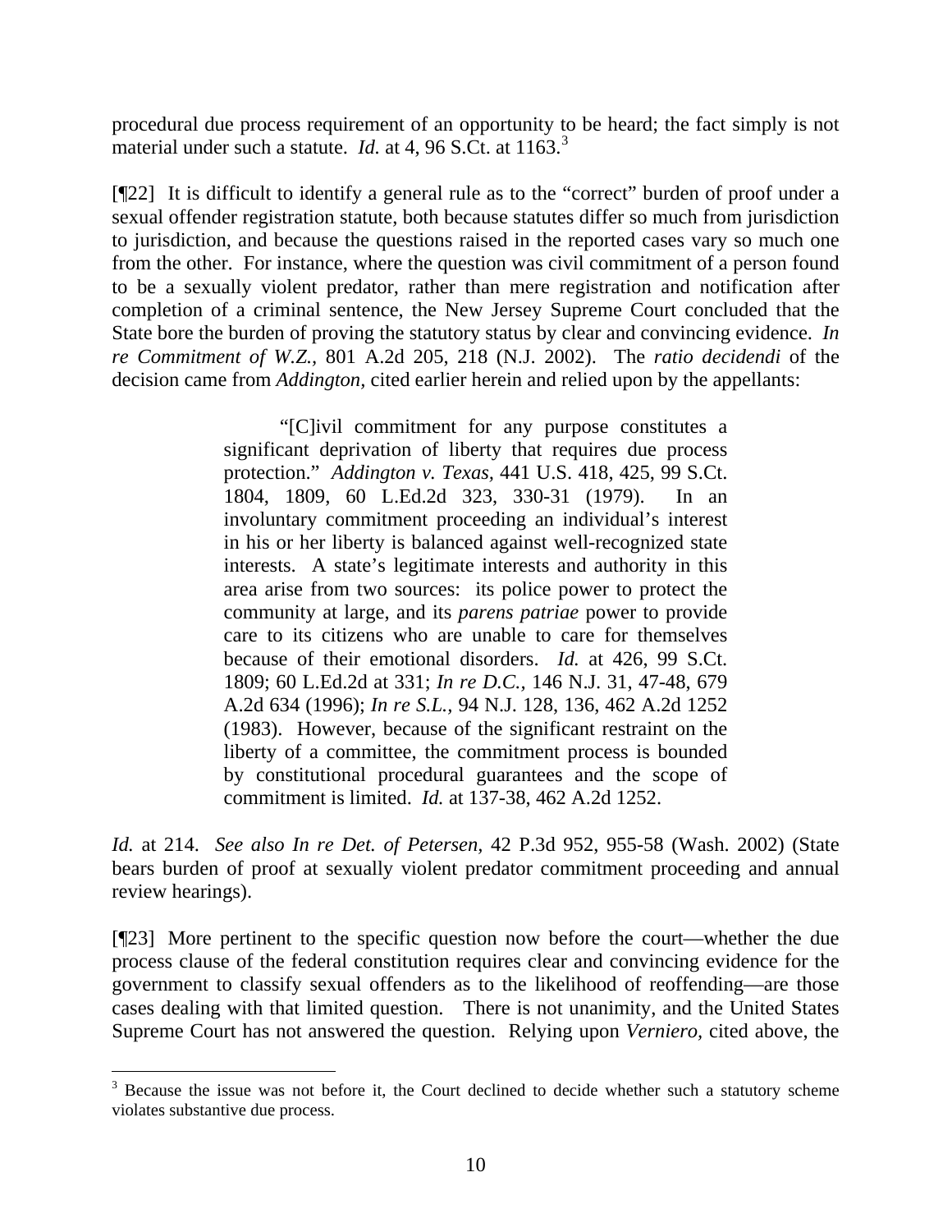procedural due process requirement of an opportunity to be heard; the fact simply is not material under such a statute. *Id.* at 4, 96 S.Ct. at 1163.[3]

[¶22] It is difficult to identify a general rule as to the "correct" burden of proof under a sexual offender registration statute, both because statutes differ so much from jurisdiction to jurisdiction, and because the questions raised in the reported cases vary so much one from the other. For instance, where the question was civil commitment of a person found to be a sexually violent predator, rather than mere registration and notification after completion of a criminal sentence, the New Jersey Supreme Court concluded that the State bore the burden of proving the statutory status by clear and convincing evidence. *In re Commitment of W.Z.,* 801 A.2d 205, 218 (N.J. 2002). The *ratio decidendi* of the decision came from *Addington,* cited earlier herein and relied upon by the appellants:

> "[C]ivil commitment for any purpose constitutes a significant deprivation of liberty that requires due process protection." *Addington v. Texas,* 441 U.S. 418, 425, 99 S.Ct. 1804, 1809, 60 L.Ed.2d 323, 330-31 (1979). In an involuntary commitment proceeding an individual's interest in his or her liberty is balanced against well-recognized state interests. A state's legitimate interests and authority in this area arise from two sources: its police power to protect the community at large, and its *parens patriae* power to provide care to its citizens who are unable to care for themselves because of their emotional disorders. *Id.* at 426, 99 S.Ct. 1809; 60 L.Ed.2d at 331; *In re D.C.,* 146 N.J. 31, 47-48, 679 A.2d 634 (1996); *In re S.L.,* 94 N.J. 128, 136, 462 A.2d 1252 (1983). However, because of the significant restraint on the liberty of a committee, the commitment process is bounded by constitutional procedural guarantees and the scope of commitment is limited. *Id.* at 137-38, 462 A.2d 1252.

*Id.* at 214. *See also In re Det. of Petersen,* 42 P.3d 952, 955-58 (Wash. 2002) (State bears burden of proof at sexually violent predator commitment proceeding and annual review hearings).

[¶23] More pertinent to the specific question now before the court—whether the due process clause of the federal constitution requires clear and convincing evidence for the government to classify sexual offenders as to the likelihood of reoffending—are those cases dealing with that limited question. There is not unanimity, and the United States Supreme Court has not answered the question. Relying upon *Verniero,* cited above, the

---

[3] Because the issue was not before it, the Court declined to decide whether such a statutory scheme violates substantive due process.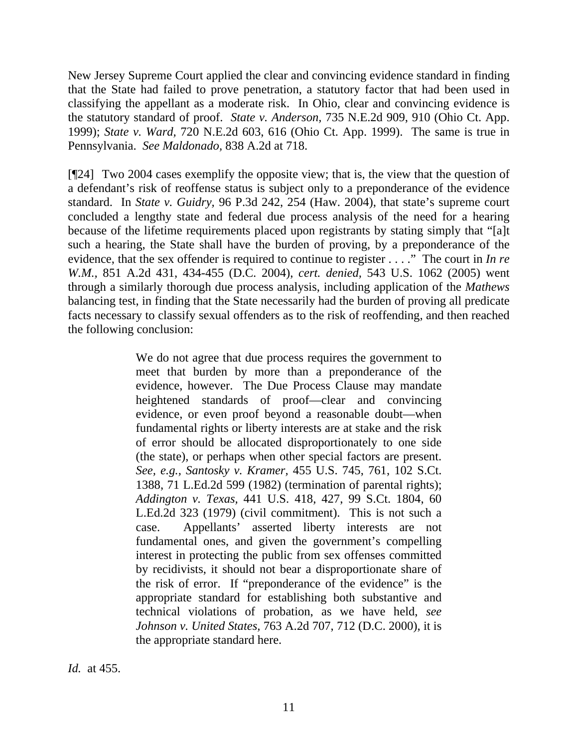New Jersey Supreme Court applied the clear and convincing evidence standard in finding that the State had failed to prove penetration, a statutory factor that had been used in classifying the appellant as a moderate risk. In Ohio, clear and convincing evidence is the statutory standard of proof. *State v. Anderson,* 735 N.E.2d 909, 910 (Ohio Ct. App. 1999); *State v. Ward,* 720 N.E.2d 603, 616 (Ohio Ct. App. 1999). The same is true in Pennsylvania. *See Maldonado,* 838 A.2d at 718.

[¶24] Two 2004 cases exemplify the opposite view; that is, the view that the question of a defendant's risk of reoffense status is subject only to a preponderance of the evidence standard. In *State v. Guidry,* 96 P.3d 242, 254 (Haw. 2004), that state's supreme court concluded a lengthy state and federal due process analysis of the need for a hearing because of the lifetime requirements placed upon registrants by stating simply that "[a]t such a hearing, the State shall have the burden of proving, by a preponderance of the evidence, that the sex offender is required to continue to register . . . ." The court in *In re W.M.,* 851 A.2d 431, 434-455 (D.C. 2004), *cert. denied,* 543 U.S. 1062 (2005) went through a similarly thorough due process analysis, including application of the *Mathews* balancing test, in finding that the State necessarily had the burden of proving all predicate facts necessary to classify sexual offenders as to the risk of reoffending, and then reached the following conclusion:

> We do not agree that due process requires the government to meet that burden by more than a preponderance of the evidence, however. The Due Process Clause may mandate heightened standards of proof—clear and convincing evidence, or even proof beyond a reasonable doubt—when fundamental rights or liberty interests are at stake and the risk of error should be allocated disproportionately to one side (the state), or perhaps when other special factors are present. *See, e.g., Santosky v. Kramer*, 455 U.S. 745, 761, 102 S.Ct. 1388, 71 L.Ed.2d 599 (1982) (termination of parental rights); *Addington v. Texas*, 441 U.S. 418, 427, 99 S.Ct. 1804, 60 L.Ed.2d 323 (1979) (civil commitment). This is not such a case. Appellants' asserted liberty interests are not fundamental ones, and given the government's compelling interest in protecting the public from sex offenses committed by recidivists, it should not bear a disproportionate share of the risk of error. If "preponderance of the evidence" is the appropriate standard for establishing both substantive and technical violations of probation, as we have held, *see Johnson v. United States*, 763 A.2d 707, 712 (D.C. 2000), it is the appropriate standard here.

*Id.* at 455.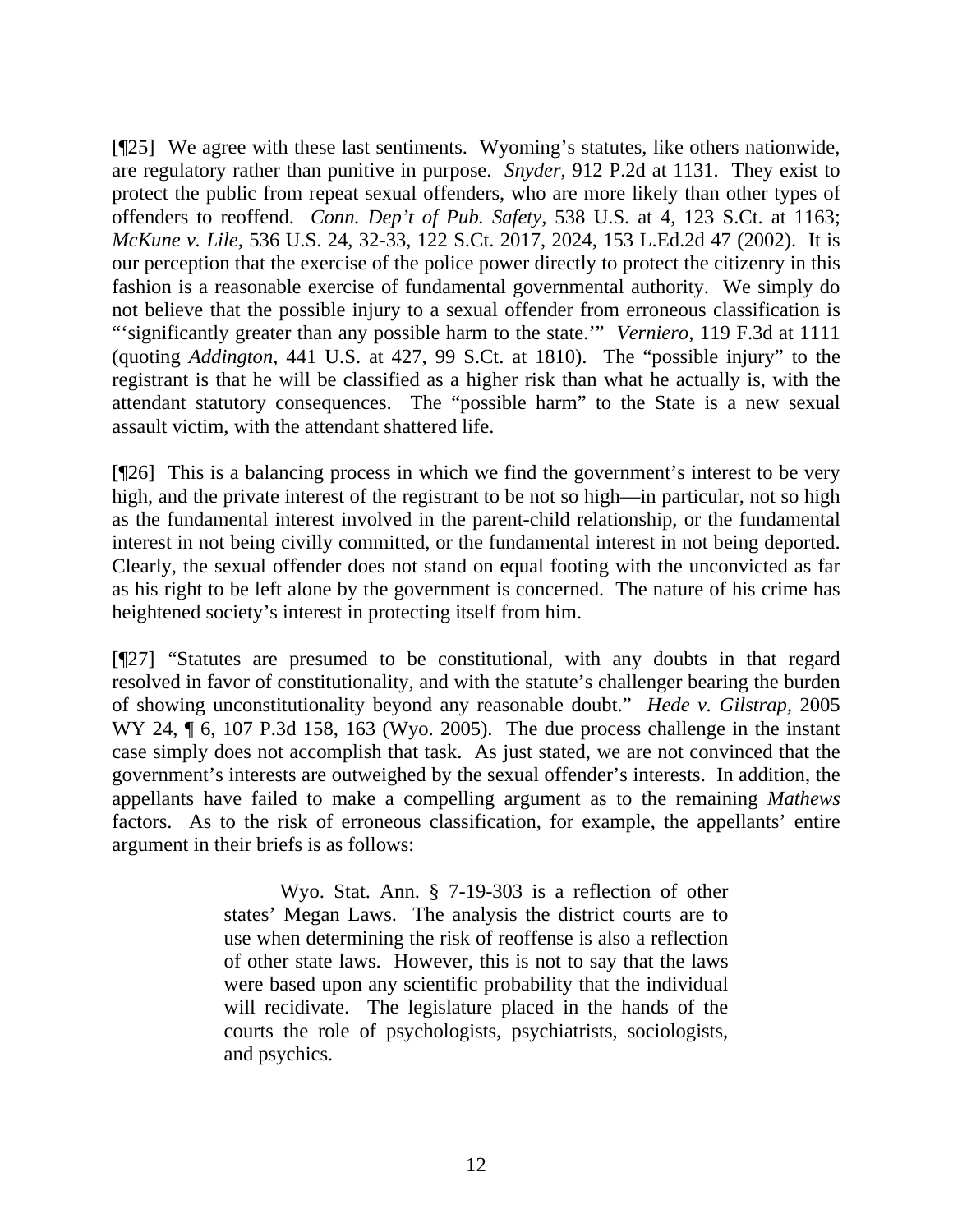[¶25] We agree with these last sentiments. Wyoming's statutes, like others nationwide, are regulatory rather than punitive in purpose. *Snyder*, 912 P.2d at 1131. They exist to protect the public from repeat sexual offenders, who are more likely than other types of offenders to reoffend. *Conn. Dep't of Pub. Safety*, 538 U.S. at 4, 123 S.Ct. at 1163; *McKune v. Lile*, 536 U.S. 24, 32-33, 122 S.Ct. 2017, 2024, 153 L.Ed.2d 47 (2002). It is our perception that the exercise of the police power directly to protect the citizenry in this fashion is a reasonable exercise of fundamental governmental authority. We simply do not believe that the possible injury to a sexual offender from erroneous classification is "'significantly greater than any possible harm to the state.'" *Verniero*, 119 F.3d at 1111 (quoting *Addington*, 441 U.S. at 427, 99 S.Ct. at 1810). The "possible injury" to the registrant is that he will be classified as a higher risk than what he actually is, with the attendant statutory consequences. The "possible harm" to the State is a new sexual assault victim, with the attendant shattered life.

[¶26] This is a balancing process in which we find the government's interest to be very high, and the private interest of the registrant to be not so high—in particular, not so high as the fundamental interest involved in the parent-child relationship, or the fundamental interest in not being civilly committed, or the fundamental interest in not being deported. Clearly, the sexual offender does not stand on equal footing with the unconvicted as far as his right to be left alone by the government is concerned. The nature of his crime has heightened society's interest in protecting itself from him.

[¶27] "Statutes are presumed to be constitutional, with any doubts in that regard resolved in favor of constitutionality, and with the statute's challenger bearing the burden of showing unconstitutionality beyond any reasonable doubt." *Hede v. Gilstrap*, 2005 WY 24, ¶ 6, 107 P.3d 158, 163 (Wyo. 2005). The due process challenge in the instant case simply does not accomplish that task. As just stated, we are not convinced that the government's interests are outweighed by the sexual offender's interests. In addition, the appellants have failed to make a compelling argument as to the remaining *Mathews* factors. As to the risk of erroneous classification, for example, the appellants' entire argument in their briefs is as follows:

> Wyo. Stat. Ann. § 7-19-303 is a reflection of other states' Megan Laws. The analysis the district courts are to use when determining the risk of reoffense is also a reflection of other state laws. However, this is not to say that the laws were based upon any scientific probability that the individual will recidivate. The legislature placed in the hands of the courts the role of psychologists, psychiatrists, sociologists, and psychics.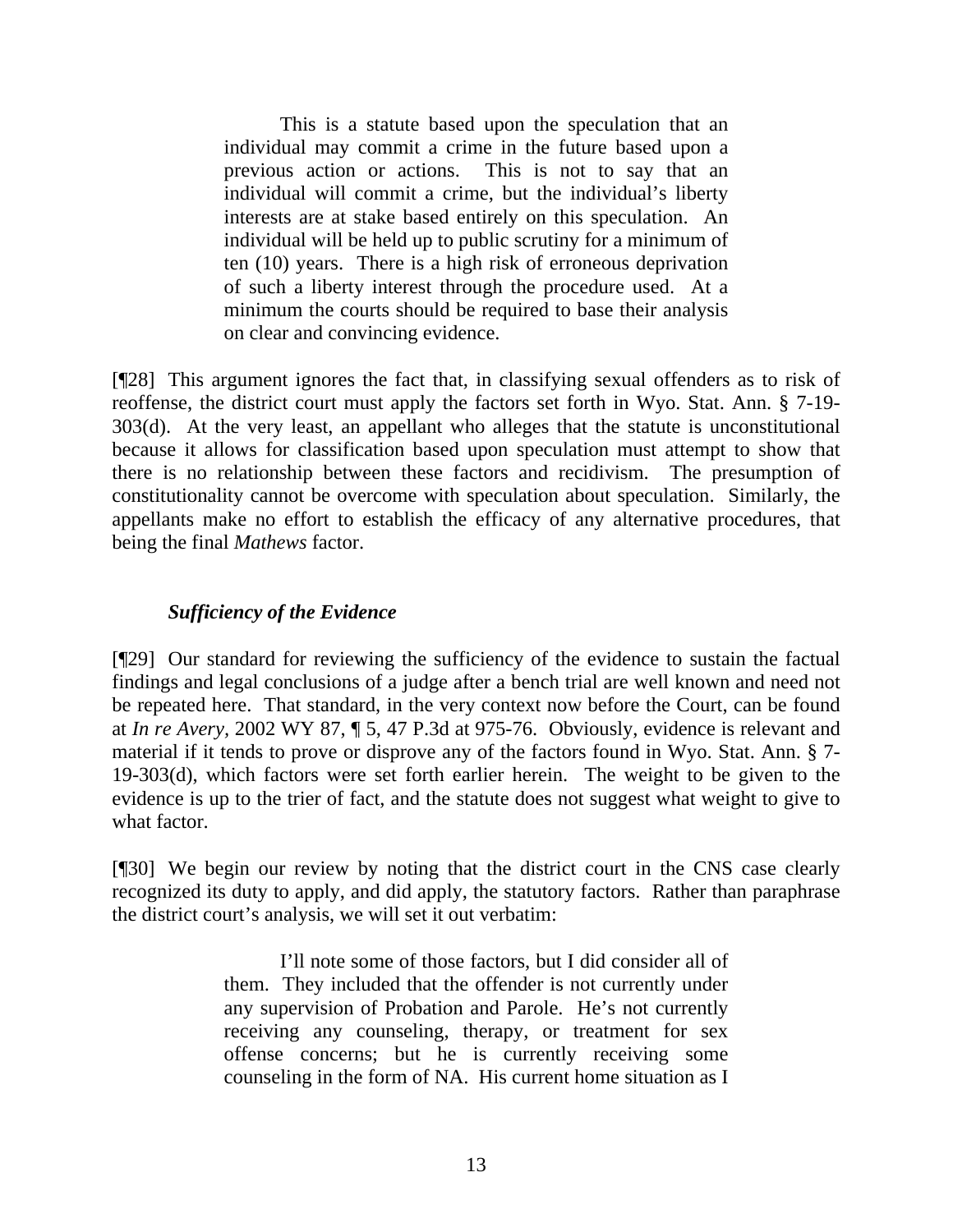> This is a statute based upon the speculation that an individual may commit a crime in the future based upon a previous action or actions. This is not to say that an individual will commit a crime, but the individual's liberty interests are at stake based entirely on this speculation. An individual will be held up to public scrutiny for a minimum of ten (10) years. There is a high risk of erroneous deprivation of such a liberty interest through the procedure used. At a minimum the courts should be required to base their analysis on clear and convincing evidence.

[¶28] This argument ignores the fact that, in classifying sexual offenders as to risk of reoffense, the district court must apply the factors set forth in Wyo. Stat. Ann. § 7-19-303(d). At the very least, an appellant who alleges that the statute is unconstitutional because it allows for classification based upon speculation must attempt to show that there is no relationship between these factors and recidivism. The presumption of constitutionality cannot be overcome with speculation about speculation. Similarly, the appellants make no effort to establish the efficacy of any alternative procedures, that being the final *Mathews* factor.

### *Sufficiency of the Evidence*

[¶29] Our standard for reviewing the sufficiency of the evidence to sustain the factual findings and legal conclusions of a judge after a bench trial are well known and need not be repeated here. That standard, in the very context now before the Court, can be found at *In re Avery*, 2002 WY 87, ¶ 5, 47 P.3d at 975-76. Obviously, evidence is relevant and material if it tends to prove or disprove any of the factors found in Wyo. Stat. Ann. § 7-19-303(d), which factors were set forth earlier herein. The weight to be given to the evidence is up to the trier of fact, and the statute does not suggest what weight to give to what factor.

[¶30] We begin our review by noting that the district court in the CNS case clearly recognized its duty to apply, and did apply, the statutory factors. Rather than paraphrase the district court's analysis, we will set it out verbatim:

> I'll note some of those factors, but I did consider all of them. They included that the offender is not currently under any supervision of Probation and Parole. He's not currently receiving any counseling, therapy, or treatment for sex offense concerns; but he is currently receiving some counseling in the form of NA. His current home situation as I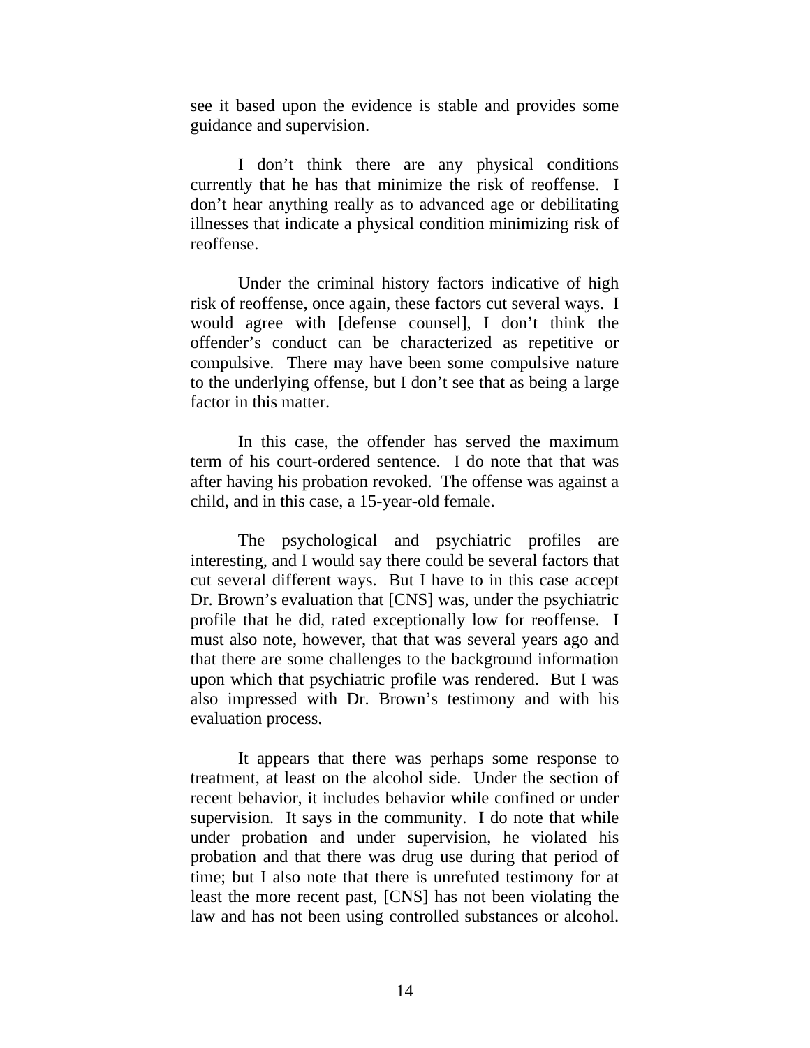see it based upon the evidence is stable and provides some guidance and supervision.

I don't think there are any physical conditions currently that he has that minimize the risk of reoffense. I don't hear anything really as to advanced age or debilitating illnesses that indicate a physical condition minimizing risk of reoffense.

Under the criminal history factors indicative of high risk of reoffense, once again, these factors cut several ways. I would agree with [defense counsel], I don't think the offender's conduct can be characterized as repetitive or compulsive. There may have been some compulsive nature to the underlying offense, but I don't see that as being a large factor in this matter.

In this case, the offender has served the maximum term of his court-ordered sentence. I do note that that was after having his probation revoked. The offense was against a child, and in this case, a 15-year-old female.

The psychological and psychiatric profiles are interesting, and I would say there could be several factors that cut several different ways. But I have to in this case accept Dr. Brown's evaluation that [CNS] was, under the psychiatric profile that he did, rated exceptionally low for reoffense. I must also note, however, that that was several years ago and that there are some challenges to the background information upon which that psychiatric profile was rendered. But I was also impressed with Dr. Brown's testimony and with his evaluation process.

It appears that there was perhaps some response to treatment, at least on the alcohol side. Under the section of recent behavior, it includes behavior while confined or under supervision. It says in the community. I do note that while under probation and under supervision, he violated his probation and that there was drug use during that period of time; but I also note that there is unrefuted testimony for at least the more recent past, [CNS] has not been violating the law and has not been using controlled substances or alcohol.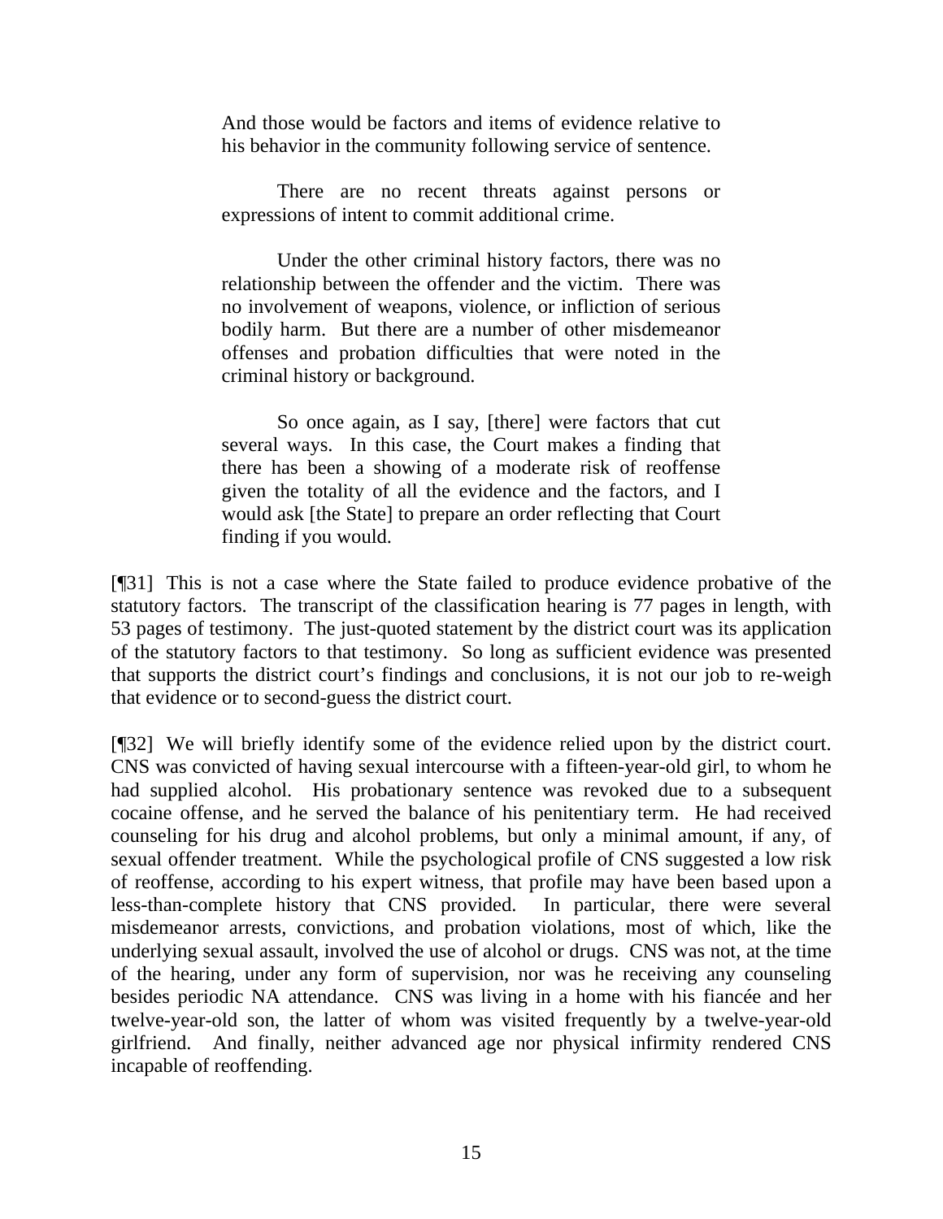> And those would be factors and items of evidence relative to his behavior in the community following service of sentence.
>
> There are no recent threats against persons or expressions of intent to commit additional crime.
>
> Under the other criminal history factors, there was no relationship between the offender and the victim. There was no involvement of weapons, violence, or infliction of serious bodily harm. But there are a number of other misdemeanor offenses and probation difficulties that were noted in the criminal history or background.
>
> So once again, as I say, [there] were factors that cut several ways. In this case, the Court makes a finding that there has been a showing of a moderate risk of reoffense given the totality of all the evidence and the factors, and I would ask [the State] to prepare an order reflecting that Court finding if you would.

[¶31] This is not a case where the State failed to produce evidence probative of the statutory factors. The transcript of the classification hearing is 77 pages in length, with 53 pages of testimony. The just-quoted statement by the district court was its application of the statutory factors to that testimony. So long as sufficient evidence was presented that supports the district court's findings and conclusions, it is not our job to re-weigh that evidence or to second-guess the district court.

[¶32] We will briefly identify some of the evidence relied upon by the district court. CNS was convicted of having sexual intercourse with a fifteen-year-old girl, to whom he had supplied alcohol. His probationary sentence was revoked due to a subsequent cocaine offense, and he served the balance of his penitentiary term. He had received counseling for his drug and alcohol problems, but only a minimal amount, if any, of sexual offender treatment. While the psychological profile of CNS suggested a low risk of reoffense, according to his expert witness, that profile may have been based upon a less-than-complete history that CNS provided. In particular, there were several misdemeanor arrests, convictions, and probation violations, most of which, like the underlying sexual assault, involved the use of alcohol or drugs. CNS was not, at the time of the hearing, under any form of supervision, nor was he receiving any counseling besides periodic NA attendance. CNS was living in a home with his fiancée and her twelve-year-old son, the latter of whom was visited frequently by a twelve-year-old girlfriend. And finally, neither advanced age nor physical infirmity rendered CNS incapable of reoffending.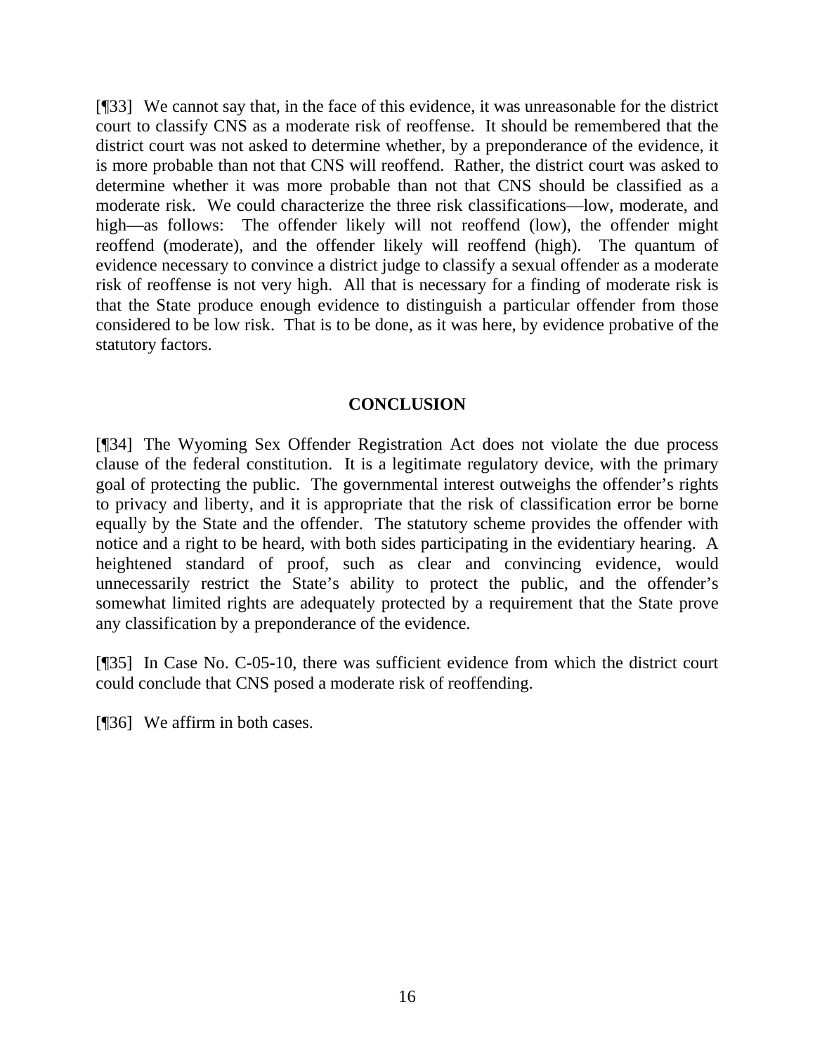[¶33] We cannot say that, in the face of this evidence, it was unreasonable for the district court to classify CNS as a moderate risk of reoffense. It should be remembered that the district court was not asked to determine whether, by a preponderance of the evidence, it is more probable than not that CNS will reoffend. Rather, the district court was asked to determine whether it was more probable than not that CNS should be classified as a moderate risk. We could characterize the three risk classifications—low, moderate, and high—as follows: The offender likely will not reoffend (low), the offender might reoffend (moderate), and the offender likely will reoffend (high). The quantum of evidence necessary to convince a district judge to classify a sexual offender as a moderate risk of reoffense is not very high. All that is necessary for a finding of moderate risk is that the State produce enough evidence to distinguish a particular offender from those considered to be low risk. That is to be done, as it was here, by evidence probative of the statutory factors.

## CONCLUSION

[¶34] The Wyoming Sex Offender Registration Act does not violate the due process clause of the federal constitution. It is a legitimate regulatory device, with the primary goal of protecting the public. The governmental interest outweighs the offender's rights to privacy and liberty, and it is appropriate that the risk of classification error be borne equally by the State and the offender. The statutory scheme provides the offender with notice and a right to be heard, with both sides participating in the evidentiary hearing. A heightened standard of proof, such as clear and convincing evidence, would unnecessarily restrict the State's ability to protect the public, and the offender's somewhat limited rights are adequately protected by a requirement that the State prove any classification by a preponderance of the evidence.

[¶35] In Case No. C-05-10, there was sufficient evidence from which the district court could conclude that CNS posed a moderate risk of reoffending.

[¶36] We affirm in both cases.